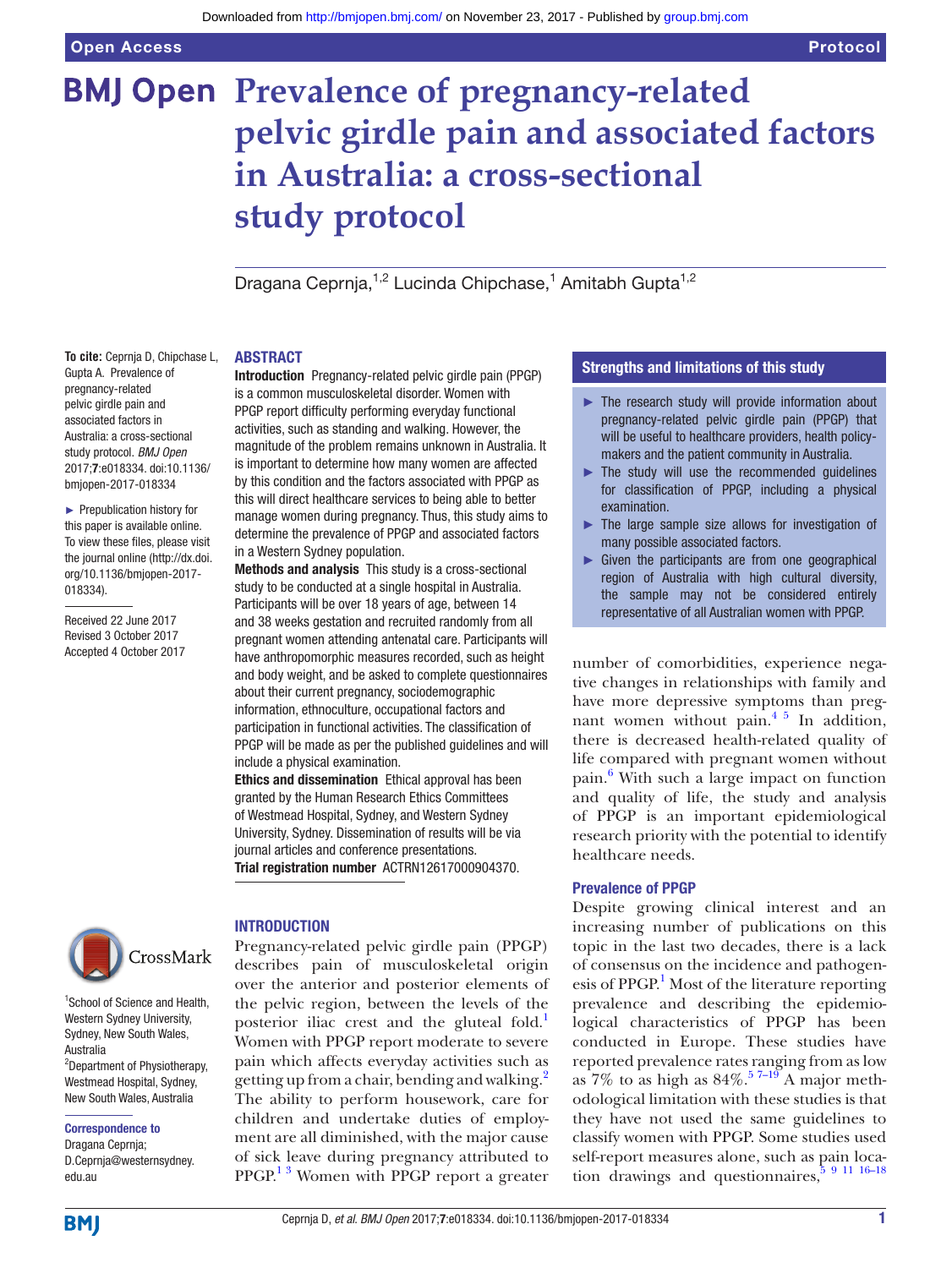# Prevalence of pregnancy-related pelvic girdle pain and associated factors in Australia: a cross-sectional study protocol

Dragana Ceprnja,[1,2] Lucinda Chipchase,[1] Amitabh Gupta[1,2]

**To cite:** Ceprnja D, Chipchase L, Gupta A. Prevalence of pregnancy-related pelvic girdle pain and associated factors in Australia: a cross-sectional study protocol. *BMJ Open* 2017;**7**:e018334. doi:10.1136/bmjopen-2017-018334

► Prepublication history for this paper is available online. To view these files, please visit the journal online (http://dx.doi.org/10.1136/bmjopen-2017-018334).

Received 22 June 2017
Revised 3 October 2017
Accepted 4 October 2017

[1]School of Science and Health, Western Sydney University, Sydney, New South Wales, Australia
[2]Department of Physiotherapy, Westmead Hospital, Sydney, New South Wales, Australia

**Correspondence to**
Dragana Ceprnja;
D.Ceprnja@westernsydney.edu.au

## ABSTRACT

**Introduction** Pregnancy-related pelvic girdle pain (PPGP) is a common musculoskeletal disorder. Women with PPGP report difficulty performing everyday functional activities, such as standing and walking. However, the magnitude of the problem remains unknown in Australia. It is important to determine how many women are affected by this condition and the factors associated with PPGP as this will direct healthcare services to being able to better manage women during pregnancy. Thus, this study aims to determine the prevalence of PPGP and associated factors in a Western Sydney population.

**Methods and analysis** This study is a cross-sectional study to be conducted at a single hospital in Australia. Participants will be over 18 years of age, between 14 and 38 weeks gestation and recruited randomly from all pregnant women attending antenatal care. Participants will have anthropomorphic measures recorded, such as height and body weight, and be asked to complete questionnaires about their current pregnancy, sociodemographic information, ethnoculture, occupational factors and participation in functional activities. The classification of PPGP will be made as per the published guidelines and will include a physical examination.

**Ethics and dissemination** Ethical approval has been granted by the Human Research Ethics Committees of Westmead Hospital, Sydney, and Western Sydney University, Sydney. Dissemination of results will be via journal articles and conference presentations.

**Trial registration number** ACTRN12617000904370.

## Strengths and limitations of this study

- ► The research study will provide information about pregnancy-related pelvic girdle pain (PPGP) that will be useful to healthcare providers, health policy-makers and the patient community in Australia.
- ► The study will use the recommended guidelines for classification of PPGP, including a physical examination.
- ► The large sample size allows for investigation of many possible associated factors.
- ► Given the participants are from one geographical region of Australia with high cultural diversity, the sample may not be considered entirely representative of all Australian women with PPGP.

## INTRODUCTION

Pregnancy-related pelvic girdle pain (PPGP) describes pain of musculoskeletal origin over the anterior and posterior elements of the pelvic region, between the levels of the posterior iliac crest and the gluteal fold.[1] Women with PPGP report moderate to severe pain which affects everyday activities such as getting up from a chair, bending and walking.[2] The ability to perform housework, care for children and undertake duties of employment are all diminished, with the major cause of sick leave during pregnancy attributed to PPGP.[1,3] Women with PPGP report a greater number of comorbidities, experience negative changes in relationships with family and have more depressive symptoms than pregnant women without pain.[4,5] In addition, there is decreased health-related quality of life compared with pregnant women without pain.[6] With such a large impact on function and quality of life, the study and analysis of PPGP is an important epidemiological research priority with the potential to identify healthcare needs.

### Prevalence of PPGP

Despite growing clinical interest and an increasing number of publications on this topic in the last two decades, there is a lack of consensus on the incidence and pathogenesis of PPGP.[1] Most of the literature reporting prevalence and describing the epidemiological characteristics of PPGP has been conducted in Europe. These studies have reported prevalence rates ranging from as low as 7% to as high as 84%.[5,7–19] A major methodological limitation with these studies is that they have not used the same guidelines to classify women with PPGP. Some studies used self-report measures alone, such as pain location drawings and questionnaires,[5,9,11,16–18]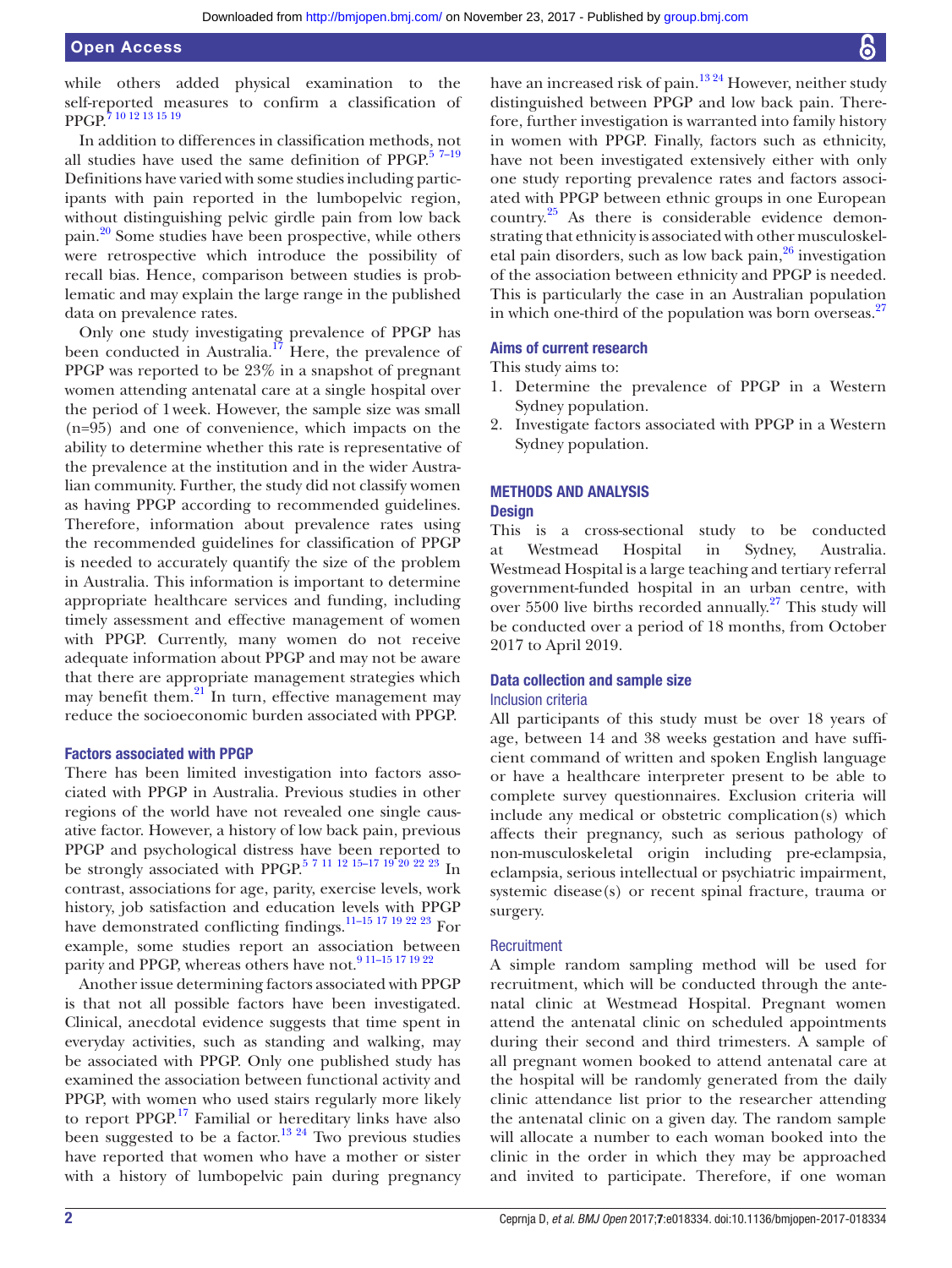while others added physical examination to the self-reported measures to confirm a classification of PPGP.[7 10 12 13 15 19]

In addition to differences in classification methods, not all studies have used the same definition of PPGP.[5 7–19] Definitions have varied with some studies including participants with pain reported in the lumbopelvic region, without distinguishing pelvic girdle pain from low back pain.[20] Some studies have been prospective, while others were retrospective which introduce the possibility of recall bias. Hence, comparison between studies is problematic and may explain the large range in the published data on prevalence rates.

Only one study investigating prevalence of PPGP has been conducted in Australia.[17] Here, the prevalence of PPGP was reported to be 23% in a snapshot of pregnant women attending antenatal care at a single hospital over the period of 1 week. However, the sample size was small (n=95) and one of convenience, which impacts on the ability to determine whether this rate is representative of the prevalence at the institution and in the wider Australian community. Further, the study did not classify women as having PPGP according to recommended guidelines. Therefore, information about prevalence rates using the recommended guidelines for classification of PPGP is needed to accurately quantify the size of the problem in Australia. This information is important to determine appropriate healthcare services and funding, including timely assessment and effective management of women with PPGP. Currently, many women do not receive adequate information about PPGP and may not be aware that there are appropriate management strategies which may benefit them.[21] In turn, effective management may reduce the socioeconomic burden associated with PPGP.

### Factors associated with PPGP

There has been limited investigation into factors associated with PPGP in Australia. Previous studies in other regions of the world have not revealed one single causative factor. However, a history of low back pain, previous PPGP and psychological distress have been reported to be strongly associated with PPGP.[5 7 11 12 15–17 19 20 22 23] In contrast, associations for age, parity, exercise levels, work history, job satisfaction and education levels with PPGP have demonstrated conflicting findings.[11–15 17 19 22 23] For example, some studies report an association between parity and PPGP, whereas others have not.[9 11–15 17 19 22]

Another issue determining factors associated with PPGP is that not all possible factors have been investigated. Clinical, anecdotal evidence suggests that time spent in everyday activities, such as standing and walking, may be associated with PPGP. Only one published study has examined the association between functional activity and PPGP, with women who used stairs regularly more likely to report PPGP.[17] Familial or hereditary links have also been suggested to be a factor.[13 24] Two previous studies have reported that women who have a mother or sister with a history of lumbopelvic pain during pregnancy have an increased risk of pain.[13 24] However, neither study distinguished between PPGP and low back pain. Therefore, further investigation is warranted into family history in women with PPGP. Finally, factors such as ethnicity, have not been investigated extensively either with only one study reporting prevalence rates and factors associated with PPGP between ethnic groups in one European country.[25] As there is considerable evidence demonstrating that ethnicity is associated with other musculoskeletal pain disorders, such as low back pain,[26] investigation of the association between ethnicity and PPGP is needed. This is particularly the case in an Australian population in which one-third of the population was born overseas.[27]

### Aims of current research

This study aims to:

1. Determine the prevalence of PPGP in a Western Sydney population.
2. Investigate factors associated with PPGP in a Western Sydney population.

## METHODS AND ANALYSIS

### Design

This is a cross-sectional study to be conducted at Westmead Hospital in Sydney, Australia. Westmead Hospital is a large teaching and tertiary referral government-funded hospital in an urban centre, with over 5500 live births recorded annually.[27] This study will be conducted over a period of 18 months, from October 2017 to April 2019.

### Data collection and sample size

#### Inclusion criteria

All participants of this study must be over 18 years of age, between 14 and 38 weeks gestation and have sufficient command of written and spoken English language or have a healthcare interpreter present to be able to complete survey questionnaires. Exclusion criteria will include any medical or obstetric complication(s) which affects their pregnancy, such as serious pathology of non-musculoskeletal origin including pre-eclampsia, eclampsia, serious intellectual or psychiatric impairment, systemic disease(s) or recent spinal fracture, trauma or surgery.

#### Recruitment

A simple random sampling method will be used for recruitment, which will be conducted through the antenatal clinic at Westmead Hospital. Pregnant women attend the antenatal clinic on scheduled appointments during their second and third trimesters. A sample of all pregnant women booked to attend antenatal care at the hospital will be randomly generated from the daily clinic attendance list prior to the researcher attending the antenatal clinic on a given day. The random sample will allocate a number to each woman booked into the clinic in the order in which they may be approached and invited to participate. Therefore, if one woman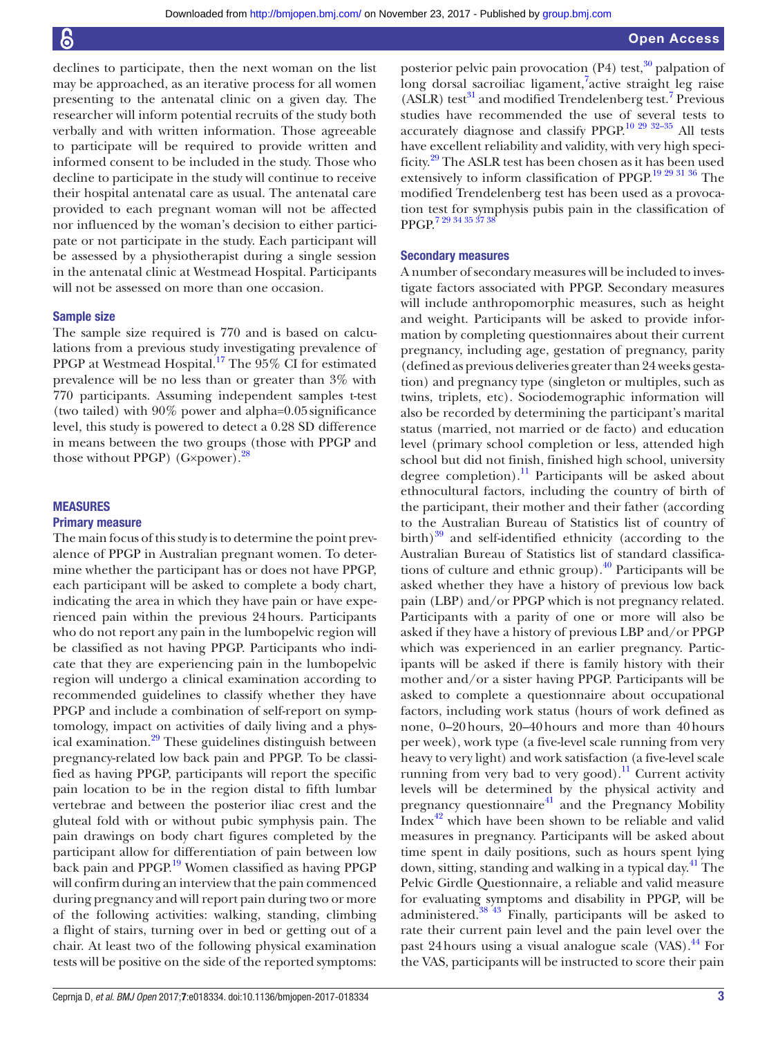declines to participate, then the next woman on the list may be approached, as an iterative process for all women presenting to the antenatal clinic on a given day. The researcher will inform potential recruits of the study both verbally and with written information. Those agreeable to participate will be required to provide written and informed consent to be included in the study. Those who decline to participate in the study will continue to receive their hospital antenatal care as usual. The antenatal care provided to each pregnant woman will not be affected nor influenced by the woman's decision to either participate or not participate in the study. Each participant will be assessed by a physiotherapist during a single session in the antenatal clinic at Westmead Hospital. Participants will not be assessed on more than one occasion.

### Sample size

The sample size required is 770 and is based on calculations from a previous study investigating prevalence of PPGP at Westmead Hospital.[17] The 95% CI for estimated prevalence will be no less than or greater than 3% with 770 participants. Assuming independent samples t-test (two tailed) with 90% power and alpha=0.05 significance level, this study is powered to detect a 0.28 SD difference in means between the two groups (those with PPGP and those without PPGP) (G×power).[28]

## MEASURES

### Primary measure

The main focus of this study is to determine the point prevalence of PPGP in Australian pregnant women. To determine whether the participant has or does not have PPGP, each participant will be asked to complete a body chart, indicating the area in which they have pain or have experienced pain within the previous 24 hours. Participants who do not report any pain in the lumbopelvic region will be classified as not having PPGP. Participants who indicate that they are experiencing pain in the lumbopelvic region will undergo a clinical examination according to recommended guidelines to classify whether they have PPGP and include a combination of self-report on symptomology, impact on activities of daily living and a physical examination.[29] These guidelines distinguish between pregnancy-related low back pain and PPGP. To be classified as having PPGP, participants will report the specific pain location to be in the region distal to fifth lumbar vertebrae and between the posterior iliac crest and the gluteal fold with or without pubic symphysis pain. The pain drawings on body chart figures completed by the participant allow for differentiation of pain between low back pain and PPGP.[19] Women classified as having PPGP will confirm during an interview that the pain commenced during pregnancy and will report pain during two or more of the following activities: walking, standing, climbing a flight of stairs, turning over in bed or getting out of a chair. At least two of the following physical examination tests will be positive on the side of the reported symptoms: posterior pelvic pain provocation (P4) test,[30] palpation of long dorsal sacroiliac ligament,[7] active straight leg raise (ASLR) test[31] and modified Trendelenberg test.[7] Previous studies have recommended the use of several tests to accurately diagnose and classify PPGP.[10 29 32–35] All tests have excellent reliability and validity, with very high specificity.[29] The ASLR test has been chosen as it has been used extensively to inform classification of PPGP.[19 29 31 36] The modified Trendelenberg test has been used as a provocation test for symphysis pubis pain in the classification of PPGP.[7 29 34 35 37 38]

### Secondary measures

A number of secondary measures will be included to investigate factors associated with PPGP. Secondary measures will include anthropomorphic measures, such as height and weight. Participants will be asked to provide information by completing questionnaires about their current pregnancy, including age, gestation of pregnancy, parity (defined as previous deliveries greater than 24 weeks gestation) and pregnancy type (singleton or multiples, such as twins, triplets, etc). Sociodemographic information will also be recorded by determining the participant's marital status (married, not married or de facto) and education level (primary school completion or less, attended high school but did not finish, finished high school, university degree completion).[11] Participants will be asked about ethnocultural factors, including the country of birth of the participant, their mother and their father (according to the Australian Bureau of Statistics list of country of birth)[39] and self-identified ethnicity (according to the Australian Bureau of Statistics list of standard classifications of culture and ethnic group).[40] Participants will be asked whether they have a history of previous low back pain (LBP) and/or PPGP which is not pregnancy related. Participants with a parity of one or more will also be asked if they have a history of previous LBP and/or PPGP which was experienced in an earlier pregnancy. Participants will be asked if there is family history with their mother and/or a sister having PPGP. Participants will be asked to complete a questionnaire about occupational factors, including work status (hours of work defined as none, 0–20 hours, 20–40 hours and more than 40 hours per week), work type (a five-level scale running from very heavy to very light) and work satisfaction (a five-level scale running from very bad to very good).[11] Current activity levels will be determined by the physical activity and pregnancy questionnaire[41] and the Pregnancy Mobility Index[42] which have been shown to be reliable and valid measures in pregnancy. Participants will be asked about time spent in daily positions, such as hours spent lying down, sitting, standing and walking in a typical day.[41] The Pelvic Girdle Questionnaire, a reliable and valid measure for evaluating symptoms and disability in PPGP, will be administered.[38 43] Finally, participants will be asked to rate their current pain level and the pain level over the past 24 hours using a visual analogue scale (VAS).[44] For the VAS, participants will be instructed to score their pain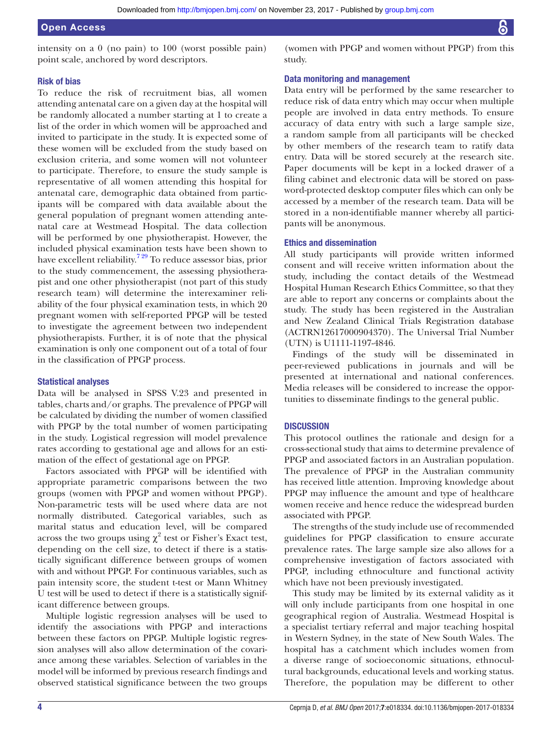intensity on a 0 (no pain) to 100 (worst possible pain) point scale, anchored by word descriptors.

### Risk of bias

To reduce the risk of recruitment bias, all women attending antenatal care on a given day at the hospital will be randomly allocated a number starting at 1 to create a list of the order in which women will be approached and invited to participate in the study. It is expected some of these women will be excluded from the study based on exclusion criteria, and some women will not volunteer to participate. Therefore, to ensure the study sample is representative of all women attending this hospital for antenatal care, demographic data obtained from participants will be compared with data available about the general population of pregnant women attending antenatal care at Westmead Hospital. The data collection will be performed by one physiotherapist. However, the included physical examination tests have been shown to have excellent reliability.[7 29] To reduce assessor bias, prior to the study commencement, the assessing physiotherapist and one other physiotherapist (not part of this study research team) will determine the interexaminer reliability of the four physical examination tests, in which 20 pregnant women with self-reported PPGP will be tested to investigate the agreement between two independent physiotherapists. Further, it is of note that the physical examination is only one component out of a total of four in the classification of PPGP process.

### Statistical analyses

Data will be analysed in SPSS V.23 and presented in tables, charts and/or graphs. The prevalence of PPGP will be calculated by dividing the number of women classified with PPGP by the total number of women participating in the study. Logistical regression will model prevalence rates according to gestational age and allows for an estimation of the effect of gestational age on PPGP.

Factors associated with PPGP will be identified with appropriate parametric comparisons between the two groups (women with PPGP and women without PPGP). Non-parametric tests will be used where data are not normally distributed. Categorical variables, such as marital status and education level, will be compared across the two groups using $\chi^2$ test or Fisher's Exact test, depending on the cell size, to detect if there is a statistically significant difference between groups of women with and without PPGP. For continuous variables, such as pain intensity score, the student t-test or Mann Whitney U test will be used to detect if there is a statistically significant difference between groups.

Multiple logistic regression analyses will be used to identify the associations with PPGP and interactions between these factors on PPGP. Multiple logistic regression analyses will also allow determination of the covariance among these variables. Selection of variables in the model will be informed by previous research findings and observed statistical significance between the two groups (women with PPGP and women without PPGP) from this study.

### Data monitoring and management

Data entry will be performed by the same researcher to reduce risk of data entry which may occur when multiple people are involved in data entry methods. To ensure accuracy of data entry with such a large sample size, a random sample from all participants will be checked by other members of the research team to ratify data entry. Data will be stored securely at the research site. Paper documents will be kept in a locked drawer of a filing cabinet and electronic data will be stored on password-protected desktop computer files which can only be accessed by a member of the research team. Data will be stored in a non-identifiable manner whereby all participants will be anonymous.

### Ethics and dissemination

All study participants will provide written informed consent and will receive written information about the study, including the contact details of the Westmead Hospital Human Research Ethics Committee, so that they are able to report any concerns or complaints about the study. The study has been registered in the Australian and New Zealand Clinical Trials Registration database (ACTRN12617000904370). The Universal Trial Number (UTN) is U1111-1197-4846.

Findings of the study will be disseminated in peer-reviewed publications in journals and will be presented at international and national conferences. Media releases will be considered to increase the opportunities to disseminate findings to the general public.

## DISCUSSION

This protocol outlines the rationale and design for a cross-sectional study that aims to determine prevalence of PPGP and associated factors in an Australian population. The prevalence of PPGP in the Australian community has received little attention. Improving knowledge about PPGP may influence the amount and type of healthcare women receive and hence reduce the widespread burden associated with PPGP.

The strengths of the study include use of recommended guidelines for PPGP classification to ensure accurate prevalence rates. The large sample size also allows for a comprehensive investigation of factors associated with PPGP, including ethnoculture and functional activity which have not been previously investigated.

This study may be limited by its external validity as it will only include participants from one hospital in one geographical region of Australia. Westmead Hospital is a specialist tertiary referral and major teaching hospital in Western Sydney, in the state of New South Wales. The hospital has a catchment which includes women from a diverse range of socioeconomic situations, ethnocultural backgrounds, educational levels and working status. Therefore, the population may be different to other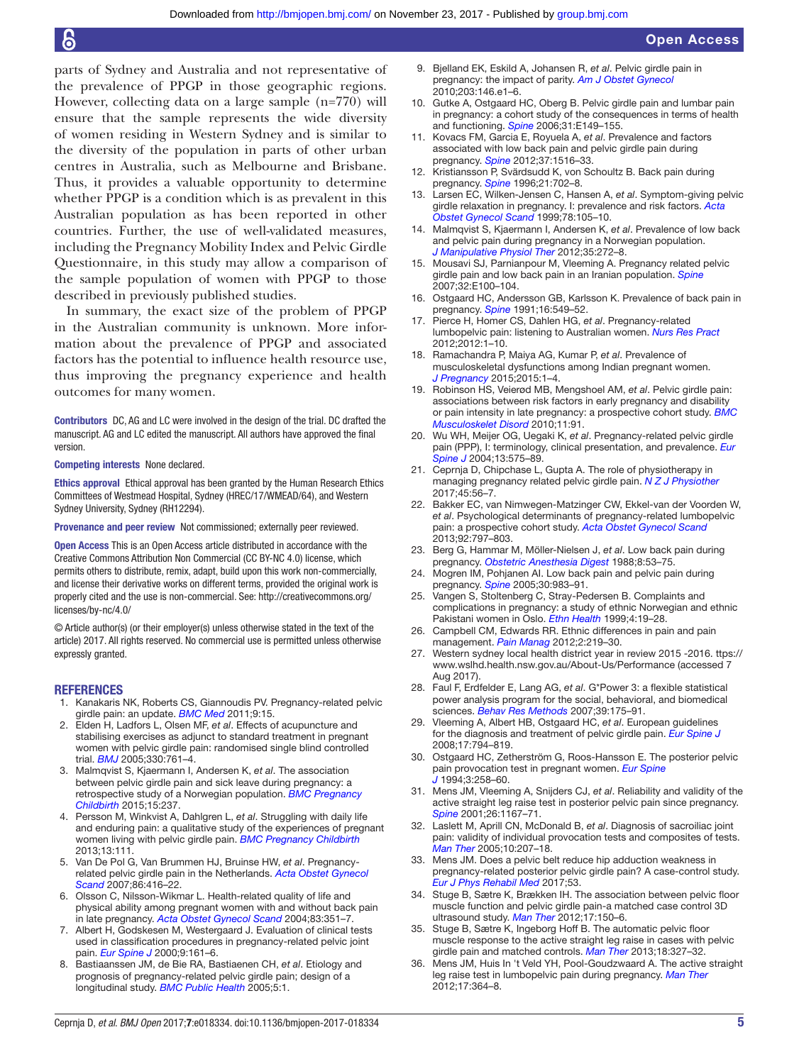parts of Sydney and Australia and not representative of the prevalence of PPGP in those geographic regions. However, collecting data on a large sample (n=770) will ensure that the sample represents the wide diversity of women residing in Western Sydney and is similar to the diversity of the population in parts of other urban centres in Australia, such as Melbourne and Brisbane. Thus, it provides a valuable opportunity to determine whether PPGP is a condition which is as prevalent in this Australian population as has been reported in other countries. Further, the use of well-validated measures, including the Pregnancy Mobility Index and Pelvic Girdle Questionnaire, in this study may allow a comparison of the sample population of women with PPGP to those described in previously published studies.

In summary, the exact size of the problem of PPGP in the Australian community is unknown. More information about the prevalence of PPGP and associated factors has the potential to influence health resource use, thus improving the pregnancy experience and health outcomes for many women.

**Contributors** DC, AG and LC were involved in the design of the trial. DC drafted the manuscript. AG and LC edited the manuscript. All authors have approved the final version.

**Competing interests** None declared.

**Ethics approval** Ethical approval has been granted by the Human Research Ethics Committees of Westmead Hospital, Sydney (HREC/17/WMEAD/64), and Western Sydney University, Sydney (RH12294).

**Provenance and peer review** Not commissioned; externally peer reviewed.

**Open Access** This is an Open Access article distributed in accordance with the Creative Commons Attribution Non Commercial (CC BY-NC 4.0) license, which permits others to distribute, remix, adapt, build upon this work non-commercially, and license their derivative works on different terms, provided the original work is properly cited and the use is non-commercial. See: http://creativecommons.org/licenses/by-nc/4.0/

© Article author(s) (or their employer(s) unless otherwise stated in the text of the article) 2017. All rights reserved. No commercial use is permitted unless otherwise expressly granted.

## REFERENCES

1. Kanakaris NK, Roberts CS, Giannoudis PV. Pregnancy-related pelvic girdle pain: an update. *BMC Med* 2011;9:15.
2. Elden H, Ladfors L, Olsen MF, *et al*. Effects of acupuncture and stabilising exercises as adjunct to standard treatment in pregnant women with pelvic girdle pain: randomised single blind controlled trial. *BMJ* 2005;330:761–4.
3. Malmqvist S, Kjaermann I, Andersen K, *et al*. The association between pelvic girdle pain and sick leave during pregnancy: a retrospective study of a Norwegian population. *BMC Pregnancy Childbirth* 2015;15:237.
4. Persson M, Winkvist A, Dahlgren L, *et al*. Struggling with daily life and enduring pain: a qualitative study of the experiences of pregnant women living with pelvic girdle pain. *BMC Pregnancy Childbirth* 2013;13:111.
5. Van De Pol G, Van Brummen HJ, Bruinse HW, *et al*. Pregnancy-related pelvic girdle pain in the Netherlands. *Acta Obstet Gynecol Scand* 2007;86:416–22.
6. Olsson C, Nilsson-Wikmar L. Health-related quality of life and physical ability among pregnant women with and without back pain in late pregnancy. *Acta Obstet Gynecol Scand* 2004;83:351–7.
7. Albert H, Godskesen M, Westergaard J. Evaluation of clinical tests used in classification procedures in pregnancy-related pelvic joint pain. *Eur Spine J* 2000;9:161–6.
8. Bastiaanssen JM, de Bie RA, Bastiaenen CH, *et al*. Etiology and prognosis of pregnancy-related pelvic girdle pain; design of a longitudinal study. *BMC Public Health* 2005;5:1.
9. Bjelland EK, Eskild A, Johansen R, *et al*. Pelvic girdle pain in pregnancy: the impact of parity. *Am J Obstet Gynecol* 2010;203:146.e1–6.
10. Gutke A, Ostgaard HC, Oberg B. Pelvic girdle pain and lumbar pain in pregnancy: a cohort study of the consequences in terms of health and functioning. *Spine* 2006;31:E149–155.
11. Kovacs FM, Garcia E, Royuela A, *et al*. Prevalence and factors associated with low back pain and pelvic girdle pain during pregnancy. *Spine* 2012;37:1516–33.
12. Kristiansson P, Svärdsudd K, von Schoultz B. Back pain during pregnancy. *Spine* 1996;21:702–8.
13. Larsen EC, Wilken-Jensen C, Hansen A, *et al*. Symptom-giving pelvic girdle relaxation in pregnancy. I: prevalence and risk factors. *Acta Obstet Gynecol Scand* 1999;78:105–10.
14. Malmqvist S, Kjaermann I, Andersen K, *et al*. Prevalence of low back and pelvic pain during pregnancy in a Norwegian population. *J Manipulative Physiol Ther* 2012;35:272–8.
15. Mousavi SJ, Parnianpour M, Vleeming A. Pregnancy related pelvic girdle pain and low back pain in an Iranian population. *Spine* 2007;32:E100–104.
16. Ostgaard HC, Andersson GB, Karlsson K. Prevalence of back pain in pregnancy. *Spine* 1991;16:549–52.
17. Pierce H, Homer CS, Dahlen HG, *et al*. Pregnancy-related lumbopelvic pain: listening to Australian women. *Nurs Res Pract* 2012;2012:1–10.
18. Ramachandra P, Maiya AG, Kumar P, *et al*. Prevalence of musculoskeletal dysfunctions among Indian pregnant women. *J Pregnancy* 2015;2015:1–4.
19. Robinson HS, Veierød MB, Mengshoel AM, *et al*. Pelvic girdle pain: associations between risk factors in early pregnancy and disability or pain intensity in late pregnancy: a prospective cohort study. *BMC Musculoskelet Disord* 2010;11:91.
20. Wu WH, Meijer OG, Uegaki K, *et al*. Pregnancy-related pelvic girdle pain (PPP), I: terminology, clinical presentation, and prevalence. *Eur Spine J* 2004;13:575–89.
21. Ceprnja D, Chipchase L, Gupta A. The role of physiotherapy in managing pregnancy related pelvic girdle pain. *N Z J Physiother* 2017;45:56–7.
22. Bakker EC, van Nimwegen-Matzinger CW, Ekkel-van der Voorden W, *et al*. Psychological determinants of pregnancy-related lumbopelvic pain: a prospective cohort study. *Acta Obstet Gynecol Scand* 2013;92:797–803.
23. Berg G, Hammar M, Möller-Nielsen J, *et al*. Low back pain during pregnancy. *Obstetric Anesthesia Digest* 1988;8:53–75.
24. Mogren IM, Pohjanen AI. Low back pain and pelvic pain during pregnancy. *Spine* 2005;30:983–91.
25. Vangen S, Stoltenberg C, Stray-Pedersen B. Complaints and complications in pregnancy: a study of ethnic Norwegian and ethnic Pakistani women in Oslo. *Ethn Health* 1999;4:19–28.
26. Campbell CM, Edwards RR. Ethnic differences in pain and pain management. *Pain Manag* 2012;2:219–30.
27. Western sydney local health district year in review 2015 -2016. ttps://www.wslhd.health.nsw.gov.au/About-Us/Performance (accessed 7 Aug 2017).
28. Faul F, Erdfelder E, Lang AG, *et al*. G*Power 3: a flexible statistical power analysis program for the social, behavioral, and biomedical sciences. *Behav Res Methods* 2007;39:175–91.
29. Vleeming A, Albert HB, Ostgaard HC, *et al*. European guidelines for the diagnosis and treatment of pelvic girdle pain. *Eur Spine J* 2008;17:794–819.
30. Ostgaard HC, Zetherström G, Roos-Hansson E. The posterior pelvic pain provocation test in pregnant women. *Eur Spine J* 1994;3:258–60.
31. Mens JM, Vleeming A, Snijders CJ, *et al*. Reliability and validity of the active straight leg raise test in posterior pelvic pain since pregnancy. *Spine* 2001;26:1167–71.
32. Laslett M, Aprill CN, McDonald B, *et al*. Diagnosis of sacroiliac joint pain: validity of individual provocation tests and composites of tests. *Man Ther* 2005;10:207–18.
33. Mens JM. Does a pelvic belt reduce hip adduction weakness in pregnancy-related posterior pelvic girdle pain? A case-control study. *Eur J Phys Rehabil Med* 2017;53.
34. Stuge B, Sætre K, Brækken IH. The association between pelvic floor muscle function and pelvic girdle pain-a matched case control 3D ultrasound study. *Man Ther* 2012;17:150–6.
35. Stuge B, Sætre K, Ingeborg Hoff B. The automatic pelvic floor muscle response to the active straight leg raise in cases with pelvic girdle pain and matched controls. *Man Ther* 2013;18:327–32.
36. Mens JM, Huis In 't Veld YH, Pool-Goudzwaard A. The active straight leg raise test in lumbopelvic pain during pregnancy. *Man Ther* 2012;17:364–8.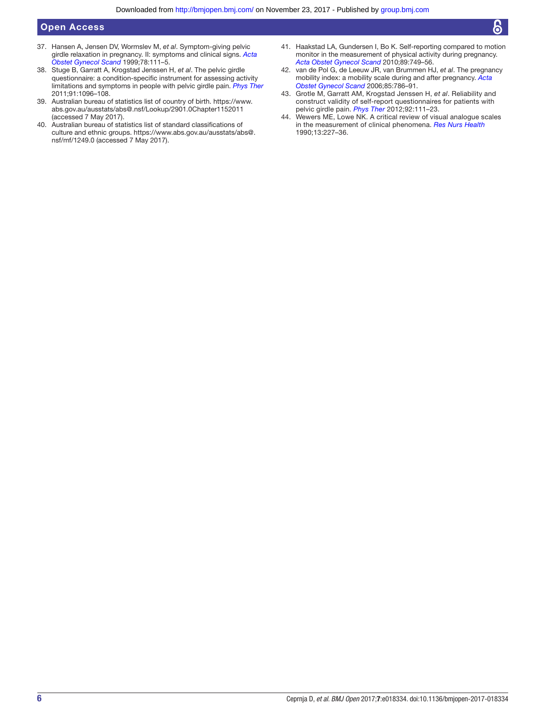37. Hansen A, Jensen DV, Wormslev M, *et al*. Symptom-giving pelvic girdle relaxation in pregnancy. II: symptoms and clinical signs. *Acta Obstet Gynecol Scand* 1999;78:111–5.
38. Stuge B, Garratt A, Krogstad Jenssen H, *et al*. The pelvic girdle questionnaire: a condition-specific instrument for assessing activity limitations and symptoms in people with pelvic girdle pain. *Phys Ther* 2011;91:1096–108.
39. Australian bureau of statistics list of country of birth. https://www.abs.gov.au/ausstats/abs@.nsf/Lookup/2901.0Chapter1152011 (accessed 7 May 2017).
40. Australian bureau of statistics list of standard classifications of culture and ethnic groups. https://www.abs.gov.au/ausstats/abs@.nsf/mf/1249.0 (accessed 7 May 2017).
41. Haakstad LA, Gundersen I, Bo K. Self-reporting compared to motion monitor in the measurement of physical activity during pregnancy. *Acta Obstet Gynecol Scand* 2010;89:749–56.
42. van de Pol G, de Leeuw JR, van Brummen HJ, *et al*. The pregnancy mobility index: a mobility scale during and after pregnancy. *Acta Obstet Gynecol Scand* 2006;85:786–91.
43. Grotle M, Garratt AM, Krogstad Jenssen H, *et al*. Reliability and construct validity of self-report questionnaires for patients with pelvic girdle pain. *Phys Ther* 2012;92:111–23.
44. Wewers ME, Lowe NK. A critical review of visual analogue scales in the measurement of clinical phenomena. *Res Nurs Health* 1990;13:227–36.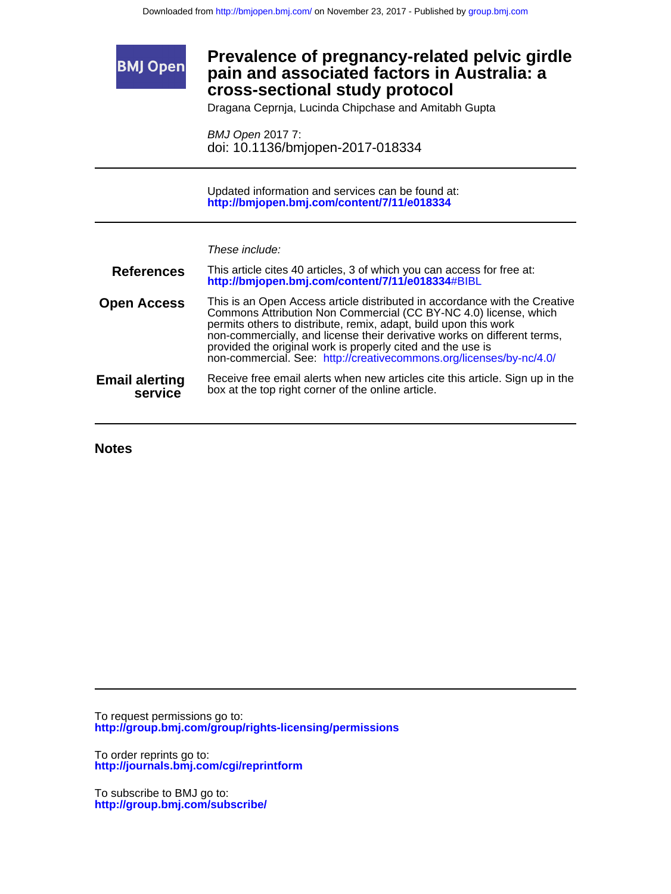Downloaded from http://bmjopen.bmj.com/ on November 23, 2017 - Published by group.bmj.com

BMJ Open

# Prevalence of pregnancy-related pelvic girdle pain and associated factors in Australia: a cross-sectional study protocol

Dragana Ceprnja, Lucinda Chipchase and Amitabh Gupta

*BMJ Open* 2017 7:
doi: 10.1136/bmjopen-2017-018334

Updated information and services can be found at:
**http://bmjopen.bmj.com/content/7/11/e018334**

*These include:*

**References** This article cites 40 articles, 3 of which you can access for free at:
**http://bmjopen.bmj.com/content/7/11/e018334**#BIBL

**Open Access** This is an Open Access article distributed in accordance with the Creative Commons Attribution Non Commercial (CC BY-NC 4.0) license, which permits others to distribute, remix, adapt, build upon this work non-commercially, and license their derivative works on different terms, provided the original work is properly cited and the use is non-commercial. See: http://creativecommons.org/licenses/by-nc/4.0/

**Email alerting service** Receive free email alerts when new articles cite this article. Sign up in the box at the top right corner of the online article.

## Notes

To request permissions go to:
**http://group.bmj.com/group/rights-licensing/permissions**

To order reprints go to:
**http://journals.bmj.com/cgi/reprintform**

To subscribe to BMJ go to:
**http://group.bmj.com/subscribe/**